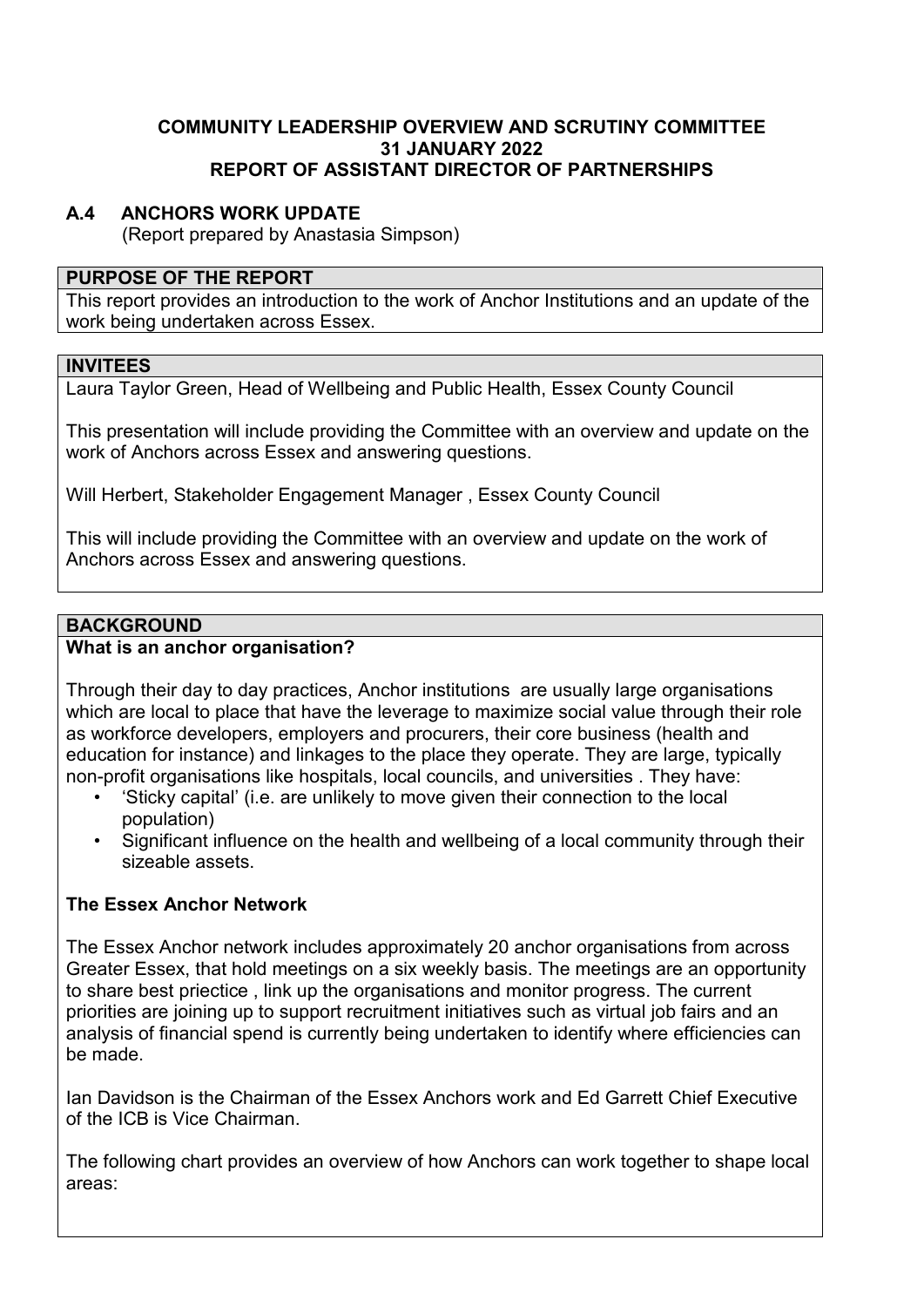**COMMUNITY LEADERSHIP OVERVIEW AND SCRUTINY COMMITTEE**
**31 JANUARY 2022**
**REPORT OF ASSISTANT DIRECTOR OF PARTNERSHIPS**

## A.4 ANCHORS WORK UPDATE

(Report prepared by Anastasia Simpson)

### PURPOSE OF THE REPORT

This report provides an introduction to the work of Anchor Institutions and an update of the work being undertaken across Essex.

### INVITEES

Laura Taylor Green, Head of Wellbeing and Public Health, Essex County Council

This presentation will include providing the Committee with an overview and update on the work of Anchors across Essex and answering questions.

Will Herbert, Stakeholder Engagement Manager , Essex County Council

This will include providing the Committee with an overview and update on the work of Anchors across Essex and answering questions.

### BACKGROUND

**What is an anchor organisation?**

Through their day to day practices, Anchor institutions are usually large organisations which are local to place that have the leverage to maximize social value through their role as workforce developers, employers and procurers, their core business (health and education for instance) and linkages to the place they operate. They are large, typically non-profit organisations like hospitals, local councils, and universities . They have:

- 'Sticky capital' (i.e. are unlikely to move given their connection to the local population)
- Significant influence on the health and wellbeing of a local community through their sizeable assets.

**The Essex Anchor Network**

The Essex Anchor network includes approximately 20 anchor organisations from across Greater Essex, that hold meetings on a six weekly basis. The meetings are an opportunity to share best priectice , link up the organisations and monitor progress. The current priorities are joining up to support recruitment initiatives such as virtual job fairs and an analysis of financial spend is currently being undertaken to identify where efficiencies can be made.

Ian Davidson is the Chairman of the Essex Anchors work and Ed Garrett Chief Executive of the ICB is Vice Chairman.

The following chart provides an overview of how Anchors can work together to shape local areas: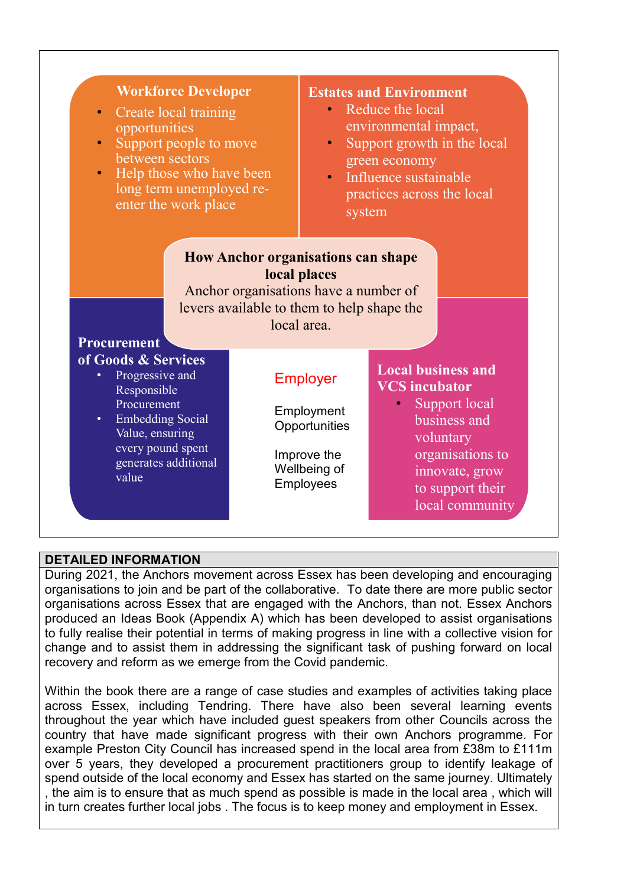**Workforce Developer**

- Create local training opportunities
- Support people to move between sectors
- Help those who have been long term unemployed re-enter the work place

**Estates and Environment**

- Reduce the local environmental impact,
- Support growth in the local green economy
- Influence sustainable practices across the local system

**How Anchor organisations can shape local places**

Anchor organisations have a number of levers available to them to help shape the local area.

**Procurement of Goods & Services**

- Progressive and Responsible Procurement
- Embedding Social Value, ensuring every pound spent generates additional value

**Employer**

Employment Opportunities

Improve the Wellbeing of Employees

**Local business and VCS incubator**

- Support local business and voluntary organisations to innovate, grow to support their local community

## DETAILED INFORMATION

During 2021, the Anchors movement across Essex has been developing and encouraging organisations to join and be part of the collaborative. To date there are more public sector organisations across Essex that are engaged with the Anchors, than not. Essex Anchors produced an Ideas Book (Appendix A) which has been developed to assist organisations to fully realise their potential in terms of making progress in line with a collective vision for change and to assist them in addressing the significant task of pushing forward on local recovery and reform as we emerge from the Covid pandemic.

Within the book there are a range of case studies and examples of activities taking place across Essex, including Tendring. There have also been several learning events throughout the year which have included guest speakers from other Councils across the country that have made significant progress with their own Anchors programme. For example Preston City Council has increased spend in the local area from £38m to £111m over 5 years, they developed a procurement practitioners group to identify leakage of spend outside of the local economy and Essex has started on the same journey. Ultimately , the aim is to ensure that as much spend as possible is made in the local area , which will in turn creates further local jobs . The focus is to keep money and employment in Essex.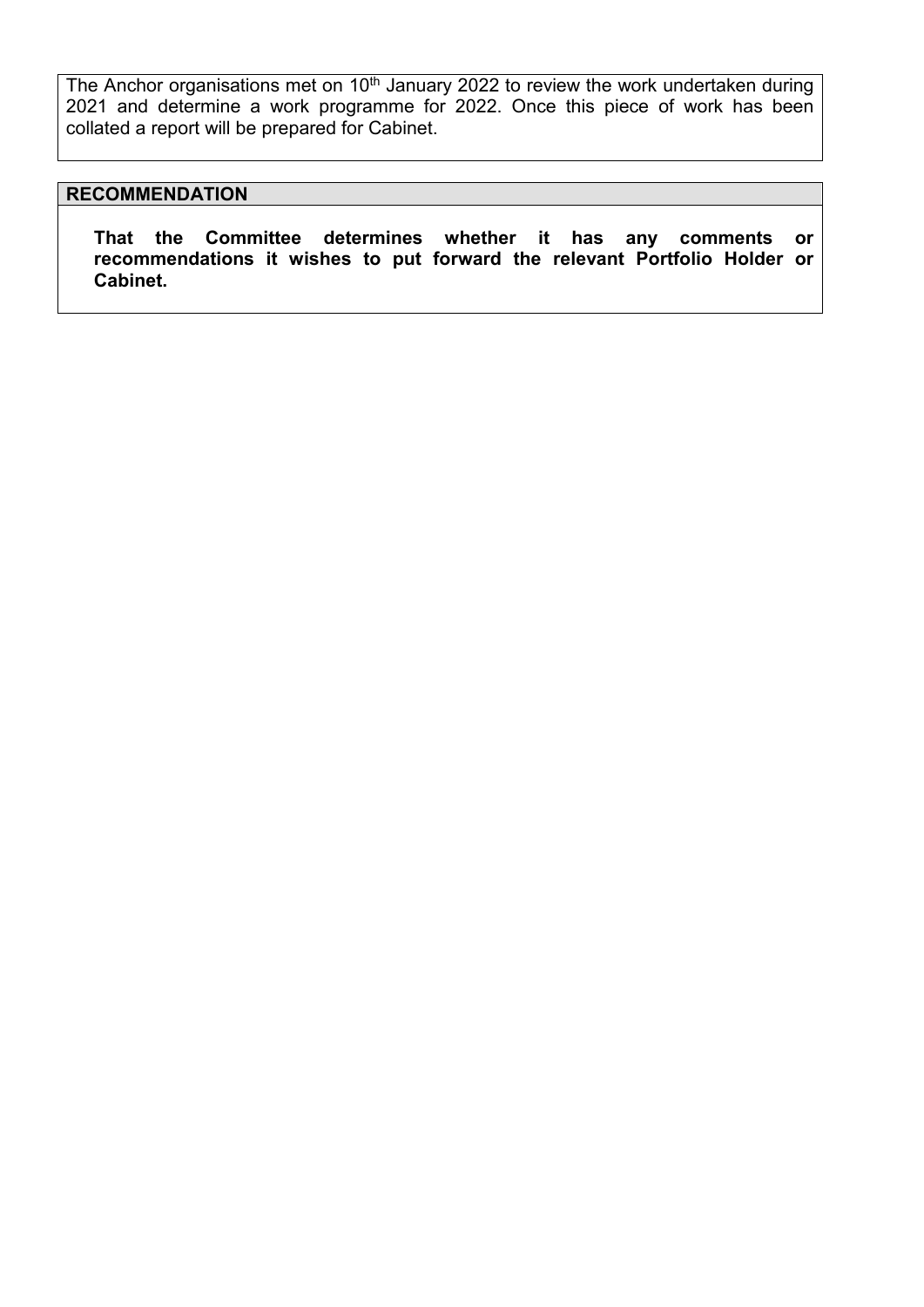The Anchor organisations met on 10th January 2022 to review the work undertaken during 2021 and determine a work programme for 2022. Once this piece of work has been collated a report will be prepared for Cabinet.

## RECOMMENDATION

**That the Committee determines whether it has any comments or recommendations it wishes to put forward the relevant Portfolio Holder or Cabinet.**